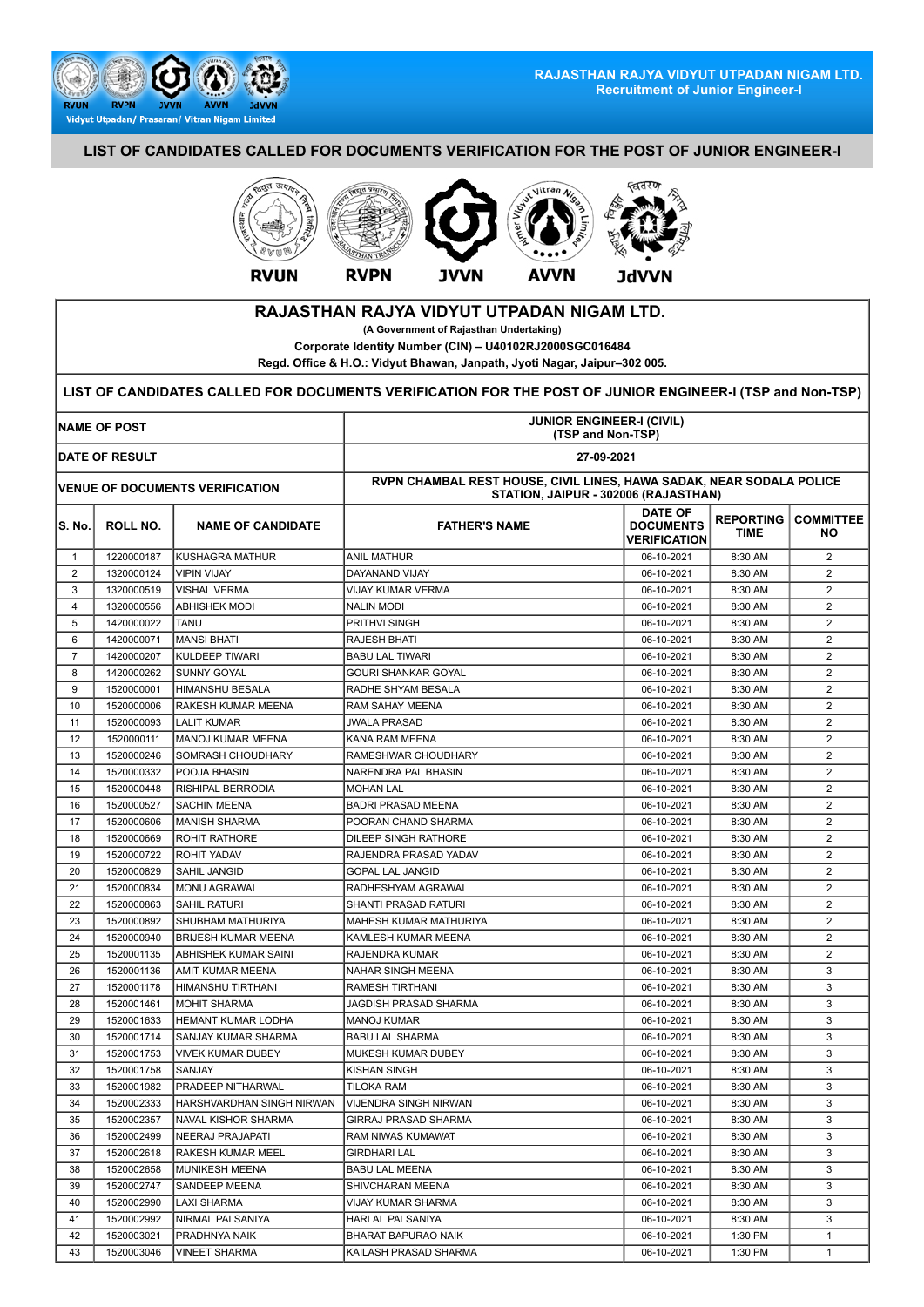RAJASTHAN RAJYA VIDYUT UTPADAN NIGAM LTD.
Recruitment of Junior Engineer-I

## LIST OF CANDIDATES CALLED FOR DOCUMENTS VERIFICATION FOR THE POST OF JUNIOR ENGINEER-I

RVUN RVPN JVVN AVVN JdVVN

# RAJASTHAN RAJYA VIDYUT UTPADAN NIGAM LTD.

(A Government of Rajasthan Undertaking)

**Corporate Identity Number (CIN) – U40102RJ2000SGC016484**

**Regd. Office & H.O.: Vidyut Bhawan, Janpath, Jyoti Nagar, Jaipur–302 005.**

## LIST OF CANDIDATES CALLED FOR DOCUMENTS VERIFICATION FOR THE POST OF JUNIOR ENGINEER-I (TSP and Non-TSP)

| | |
|---|---|
| NAME OF POST | JUNIOR ENGINEER-I (CIVIL) (TSP and Non-TSP) |
| DATE OF RESULT | 27-09-2021 |
| VENUE OF DOCUMENTS VERIFICATION | RVPN CHAMBAL REST HOUSE, CIVIL LINES, HAWA SADAK, NEAR SODALA POLICE STATION, JAIPUR - 302006 (RAJASTHAN) |

| S. No. | ROLL NO. | NAME OF CANDIDATE | FATHER'S NAME | DATE OF DOCUMENTS VERIFICATION | REPORTING TIME | COMMITTEE NO |
|---|---|---|---|---|---|---|
| 1 | 1220000187 | KUSHAGRA MATHUR | ANIL MATHUR | 06-10-2021 | 8:30 AM | 2 |
| 2 | 1320000124 | VIPIN VIJAY | DAYANAND VIJAY | 06-10-2021 | 8:30 AM | 2 |
| 3 | 1320000519 | VISHAL VERMA | VIJAY KUMAR VERMA | 06-10-2021 | 8:30 AM | 2 |
| 4 | 1320000556 | ABHISHEK MODI | NALIN MODI | 06-10-2021 | 8:30 AM | 2 |
| 5 | 1420000022 | TANU | PRITHVI SINGH | 06-10-2021 | 8:30 AM | 2 |
| 6 | 1420000071 | MANSI BHATI | RAJESH BHATI | 06-10-2021 | 8:30 AM | 2 |
| 7 | 1420000207 | KULDEEP TIWARI | BABU LAL TIWARI | 06-10-2021 | 8:30 AM | 2 |
| 8 | 1420000262 | SUNNY GOYAL | GOURI SHANKAR GOYAL | 06-10-2021 | 8:30 AM | 2 |
| 9 | 1520000001 | HIMANSHU BESALA | RADHE SHYAM BESALA | 06-10-2021 | 8:30 AM | 2 |
| 10 | 1520000006 | RAKESH KUMAR MEENA | RAM SAHAY MEENA | 06-10-2021 | 8:30 AM | 2 |
| 11 | 1520000093 | LALIT KUMAR | JWALA PRASAD | 06-10-2021 | 8:30 AM | 2 |
| 12 | 1520000111 | MANOJ KUMAR MEENA | KANA RAM MEENA | 06-10-2021 | 8:30 AM | 2 |
| 13 | 1520000246 | SOMRASH CHOUDHARY | RAMESHWAR CHOUDHARY | 06-10-2021 | 8:30 AM | 2 |
| 14 | 1520000332 | POOJA BHASIN | NARENDRA PAL BHASIN | 06-10-2021 | 8:30 AM | 2 |
| 15 | 1520000448 | RISHIPAL BERRODIA | MOHAN LAL | 06-10-2021 | 8:30 AM | 2 |
| 16 | 1520000527 | SACHIN MEENA | BADRI PRASAD MEENA | 06-10-2021 | 8:30 AM | 2 |
| 17 | 1520000606 | MANISH SHARMA | POORAN CHAND SHARMA | 06-10-2021 | 8:30 AM | 2 |
| 18 | 1520000669 | ROHIT RATHORE | DILEEP SINGH RATHORE | 06-10-2021 | 8:30 AM | 2 |
| 19 | 1520000722 | ROHIT YADAV | RAJENDRA PRASAD YADAV | 06-10-2021 | 8:30 AM | 2 |
| 20 | 1520000829 | SAHIL JANGID | GOPAL LAL JANGID | 06-10-2021 | 8:30 AM | 2 |
| 21 | 1520000834 | MONU AGRAWAL | RADHESHYAM AGRAWAL | 06-10-2021 | 8:30 AM | 2 |
| 22 | 1520000863 | SAHIL RATURI | SHANTI PRASAD RATURI | 06-10-2021 | 8:30 AM | 2 |
| 23 | 1520000892 | SHUBHAM MATHURIYA | MAHESH KUMAR MATHURIYA | 06-10-2021 | 8:30 AM | 2 |
| 24 | 1520000940 | BRIJESH KUMAR MEENA | KAMLESH KUMAR MEENA | 06-10-2021 | 8:30 AM | 2 |
| 25 | 1520001135 | ABHISHEK KUMAR SAINI | RAJENDRA KUMAR | 06-10-2021 | 8:30 AM | 2 |
| 26 | 1520001136 | AMIT KUMAR MEENA | NAHAR SINGH MEENA | 06-10-2021 | 8:30 AM | 3 |
| 27 | 1520001178 | HIMANSHU TIRTHANI | RAMESH TIRTHANI | 06-10-2021 | 8:30 AM | 3 |
| 28 | 1520001461 | MOHIT SHARMA | JAGDISH PRASAD SHARMA | 06-10-2021 | 8:30 AM | 3 |
| 29 | 1520001633 | HEMANT KUMAR LODHA | MANOJ KUMAR | 06-10-2021 | 8:30 AM | 3 |
| 30 | 1520001714 | SANJAY KUMAR SHARMA | BABU LAL SHARMA | 06-10-2021 | 8:30 AM | 3 |
| 31 | 1520001753 | VIVEK KUMAR DUBEY | MUKESH KUMAR DUBEY | 06-10-2021 | 8:30 AM | 3 |
| 32 | 1520001758 | SANJAY | KISHAN SINGH | 06-10-2021 | 8:30 AM | 3 |
| 33 | 1520001982 | PRADEEP NITHARWAL | TILOKA RAM | 06-10-2021 | 8:30 AM | 3 |
| 34 | 1520002333 | HARSHVARDHAN SINGH NIRWAN | VIJENDRA SINGH NIRWAN | 06-10-2021 | 8:30 AM | 3 |
| 35 | 1520002357 | NAVAL KISHOR SHARMA | GIRRAJ PRASAD SHARMA | 06-10-2021 | 8:30 AM | 3 |
| 36 | 1520002499 | NEERAJ PRAJAPATI | RAM NIWAS KUMAWAT | 06-10-2021 | 8:30 AM | 3 |
| 37 | 1520002618 | RAKESH KUMAR MEEL | GIRDHARI LAL | 06-10-2021 | 8:30 AM | 3 |
| 38 | 1520002658 | MUNIKESH MEENA | BABU LAL MEENA | 06-10-2021 | 8:30 AM | 3 |
| 39 | 1520002747 | SANDEEP MEENA | SHIVCHARAN MEENA | 06-10-2021 | 8:30 AM | 3 |
| 40 | 1520002990 | LAXI SHARMA | VIJAY KUMAR SHARMA | 06-10-2021 | 8:30 AM | 3 |
| 41 | 1520002992 | NIRMAL PALSANIYA | HARLAL PALSANIYA | 06-10-2021 | 8:30 AM | 3 |
| 42 | 1520003021 | PRADHNYA NAIK | BHARAT BAPURAO NAIK | 06-10-2021 | 1:30 PM | 1 |
| 43 | 1520003046 | VINEET SHARMA | KAILASH PRASAD SHARMA | 06-10-2021 | 1:30 PM | 1 |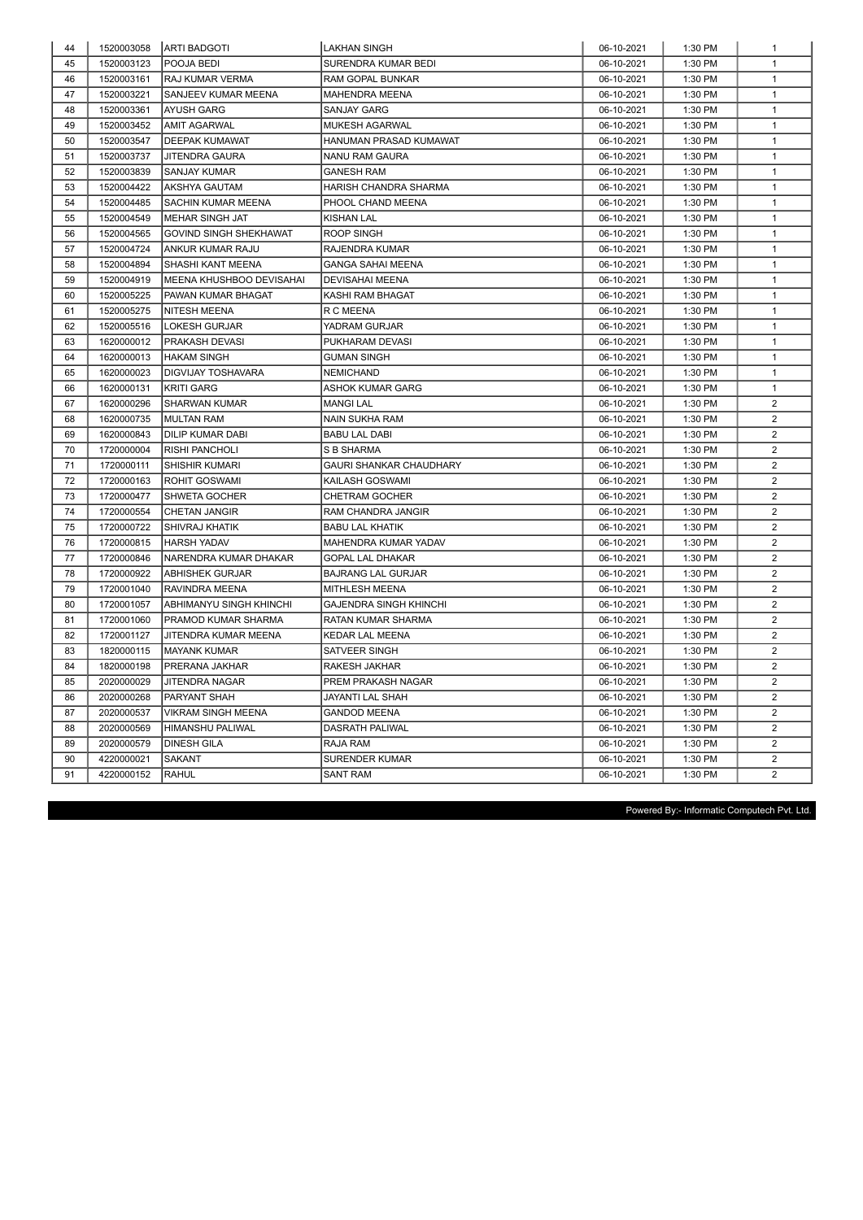| | | | | | | |
|---|---|---|---|---|---|---|
| 44 | 1520003058 | ARTI BADGOTI | LAKHAN SINGH | 06-10-2021 | 1:30 PM | 1 |
| 45 | 1520003123 | POOJA BEDI | SURENDRA KUMAR BEDI | 06-10-2021 | 1:30 PM | 1 |
| 46 | 1520003161 | RAJ KUMAR VERMA | RAM GOPAL BUNKAR | 06-10-2021 | 1:30 PM | 1 |
| 47 | 1520003221 | SANJEEV KUMAR MEENA | MAHENDRA MEENA | 06-10-2021 | 1:30 PM | 1 |
| 48 | 1520003361 | AYUSH GARG | SANJAY GARG | 06-10-2021 | 1:30 PM | 1 |
| 49 | 1520003452 | AMIT AGARWAL | MUKESH AGARWAL | 06-10-2021 | 1:30 PM | 1 |
| 50 | 1520003547 | DEEPAK KUMAWAT | HANUMAN PRASAD KUMAWAT | 06-10-2021 | 1:30 PM | 1 |
| 51 | 1520003737 | JITENDRA GAURA | NANU RAM GAURA | 06-10-2021 | 1:30 PM | 1 |
| 52 | 1520003839 | SANJAY KUMAR | GANESH RAM | 06-10-2021 | 1:30 PM | 1 |
| 53 | 1520004422 | AKSHYA GAUTAM | HARISH CHANDRA SHARMA | 06-10-2021 | 1:30 PM | 1 |
| 54 | 1520004485 | SACHIN KUMAR MEENA | PHOOL CHAND MEENA | 06-10-2021 | 1:30 PM | 1 |
| 55 | 1520004549 | MEHAR SINGH JAT | KISHAN LAL | 06-10-2021 | 1:30 PM | 1 |
| 56 | 1520004565 | GOVIND SINGH SHEKHAWAT | ROOP SINGH | 06-10-2021 | 1:30 PM | 1 |
| 57 | 1520004724 | ANKUR KUMAR RAJU | RAJENDRA KUMAR | 06-10-2021 | 1:30 PM | 1 |
| 58 | 1520004894 | SHASHI KANT MEENA | GANGA SAHAI MEENA | 06-10-2021 | 1:30 PM | 1 |
| 59 | 1520004919 | MEENA KHUSHBOO DEVISAHAI | DEVISAHAI MEENA | 06-10-2021 | 1:30 PM | 1 |
| 60 | 1520005225 | PAWAN KUMAR BHAGAT | KASHI RAM BHAGAT | 06-10-2021 | 1:30 PM | 1 |
| 61 | 1520005275 | NITESH MEENA | R C MEENA | 06-10-2021 | 1:30 PM | 1 |
| 62 | 1520005516 | LOKESH GURJAR | YADRAM GURJAR | 06-10-2021 | 1:30 PM | 1 |
| 63 | 1620000012 | PRAKASH DEVASI | PUKHARAM DEVASI | 06-10-2021 | 1:30 PM | 1 |
| 64 | 1620000013 | HAKAM SINGH | GUMAN SINGH | 06-10-2021 | 1:30 PM | 1 |
| 65 | 1620000023 | DIGVIJAY TOSHAVARA | NEMICHAND | 06-10-2021 | 1:30 PM | 1 |
| 66 | 1620000131 | KRITI GARG | ASHOK KUMAR GARG | 06-10-2021 | 1:30 PM | 1 |
| 67 | 1620000296 | SHARWAN KUMAR | MANGI LAL | 06-10-2021 | 1:30 PM | 2 |
| 68 | 1620000735 | MULTAN RAM | NAIN SUKHA RAM | 06-10-2021 | 1:30 PM | 2 |
| 69 | 1620000843 | DILIP KUMAR DABI | BABU LAL DABI | 06-10-2021 | 1:30 PM | 2 |
| 70 | 1720000004 | RISHI PANCHOLI | S B SHARMA | 06-10-2021 | 1:30 PM | 2 |
| 71 | 1720000111 | SHISHIR KUMARI | GAURI SHANKAR CHAUDHARY | 06-10-2021 | 1:30 PM | 2 |
| 72 | 1720000163 | ROHIT GOSWAMI | KAILASH GOSWAMI | 06-10-2021 | 1:30 PM | 2 |
| 73 | 1720000477 | SHWETA GOCHER | CHETRAM GOCHER | 06-10-2021 | 1:30 PM | 2 |
| 74 | 1720000554 | CHETAN JANGIR | RAM CHANDRA JANGIR | 06-10-2021 | 1:30 PM | 2 |
| 75 | 1720000722 | SHIVRAJ KHATIK | BABU LAL KHATIK | 06-10-2021 | 1:30 PM | 2 |
| 76 | 1720000815 | HARSH YADAV | MAHENDRA KUMAR YADAV | 06-10-2021 | 1:30 PM | 2 |
| 77 | 1720000846 | NARENDRA KUMAR DHAKAR | GOPAL LAL DHAKAR | 06-10-2021 | 1:30 PM | 2 |
| 78 | 1720000922 | ABHISHEK GURJAR | BAJRANG LAL GURJAR | 06-10-2021 | 1:30 PM | 2 |
| 79 | 1720001040 | RAVINDRA MEENA | MITHLESH MEENA | 06-10-2021 | 1:30 PM | 2 |
| 80 | 1720001057 | ABHIMANYU SINGH KHINCHI | GAJENDRA SINGH KHINCHI | 06-10-2021 | 1:30 PM | 2 |
| 81 | 1720001060 | PRAMOD KUMAR SHARMA | RATAN KUMAR SHARMA | 06-10-2021 | 1:30 PM | 2 |
| 82 | 1720001127 | JITENDRA KUMAR MEENA | KEDAR LAL MEENA | 06-10-2021 | 1:30 PM | 2 |
| 83 | 1820000115 | MAYANK KUMAR | SATVEER SINGH | 06-10-2021 | 1:30 PM | 2 |
| 84 | 1820000198 | PRERANA JAKHAR | RAKESH JAKHAR | 06-10-2021 | 1:30 PM | 2 |
| 85 | 2020000029 | JITENDRA NAGAR | PREM PRAKASH NAGAR | 06-10-2021 | 1:30 PM | 2 |
| 86 | 2020000268 | PARYANT SHAH | JAYANTI LAL SHAH | 06-10-2021 | 1:30 PM | 2 |
| 87 | 2020000537 | VIKRAM SINGH MEENA | GANDOD MEENA | 06-10-2021 | 1:30 PM | 2 |
| 88 | 2020000569 | HIMANSHU PALIWAL | DASRATH PALIWAL | 06-10-2021 | 1:30 PM | 2 |
| 89 | 2020000579 | DINESH GILA | RAJA RAM | 06-10-2021 | 1:30 PM | 2 |
| 90 | 4220000021 | SAKANT | SURENDER KUMAR | 06-10-2021 | 1:30 PM | 2 |
| 91 | 4220000152 | RAHUL | SANT RAM | 06-10-2021 | 1:30 PM | 2 |

Powered By:- Informatic Computech Pvt. Ltd.